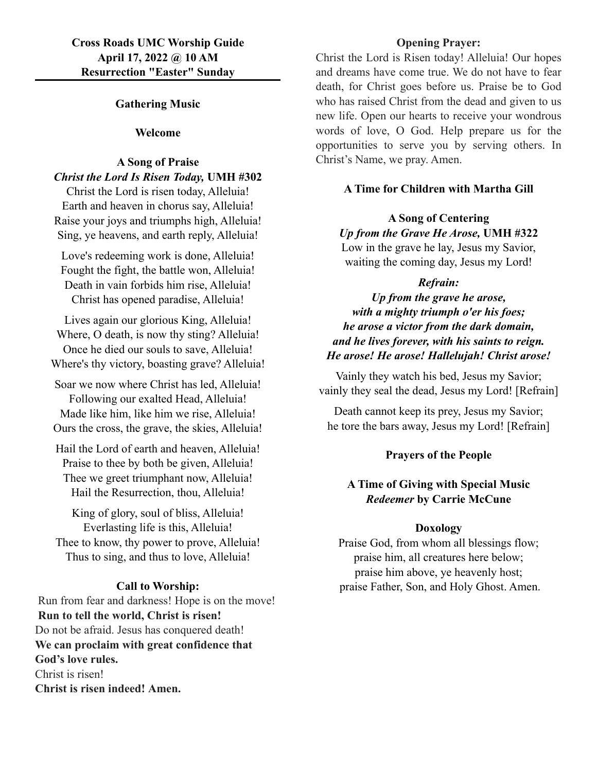**Cross Roads UMC Worship Guide**
**April 17, 2022 @ 10 AM**
**Resurrection "Easter" Sunday**

---

**Gathering Music**

**Welcome**

**A Song of Praise**
***Christ the Lord Is Risen Today,* UMH #302**

Christ the Lord is risen today, Alleluia!
Earth and heaven in chorus say, Alleluia!
Raise your joys and triumphs high, Alleluia!
Sing, ye heavens, and earth reply, Alleluia!

Love's redeeming work is done, Alleluia!
Fought the fight, the battle won, Alleluia!
Death in vain forbids him rise, Alleluia!
Christ has opened paradise, Alleluia!

Lives again our glorious King, Alleluia!
Where, O death, is now thy sting? Alleluia!
Once he died our souls to save, Alleluia!
Where's thy victory, boasting grave? Alleluia!

Soar we now where Christ has led, Alleluia!
Following our exalted Head, Alleluia!
Made like him, like him we rise, Alleluia!
Ours the cross, the grave, the skies, Alleluia!

Hail the Lord of earth and heaven, Alleluia!
Praise to thee by both be given, Alleluia!
Thee we greet triumphant now, Alleluia!
Hail the Resurrection, thou, Alleluia!

King of glory, soul of bliss, Alleluia!
Everlasting life is this, Alleluia!
Thee to know, thy power to prove, Alleluia!
Thus to sing, and thus to love, Alleluia!

**Call to Worship:**

Run from fear and darkness! Hope is on the move!
**Run to tell the world, Christ is risen!**
Do not be afraid. Jesus has conquered death!
**We can proclaim with great confidence that God's love rules.**
Christ is risen!
**Christ is risen indeed! Amen.**

**Opening Prayer:**

Christ the Lord is Risen today! Alleluia! Our hopes and dreams have come true. We do not have to fear death, for Christ goes before us. Praise be to God who has raised Christ from the dead and given to us new life. Open our hearts to receive your wondrous words of love, O God. Help prepare us for the opportunities to serve you by serving others. In Christ's Name, we pray. Amen.

**A Time for Children with Martha Gill**

**A Song of Centering**
***Up from the Grave He Arose,* UMH #322**

Low in the grave he lay, Jesus my Savior,
waiting the coming day, Jesus my Lord!

***Refrain:***
***Up from the grave he arose,***
***with a mighty triumph o'er his foes;***
***he arose a victor from the dark domain,***
***and he lives forever, with his saints to reign.***
***He arose! He arose! Hallelujah! Christ arose!***

Vainly they watch his bed, Jesus my Savior;
vainly they seal the dead, Jesus my Lord! [Refrain]

Death cannot keep its prey, Jesus my Savior;
he tore the bars away, Jesus my Lord! [Refrain]

**Prayers of the People**

**A Time of Giving with Special Music**
***Redeemer* by Carrie McCune**

**Doxology**

Praise God, from whom all blessings flow;
praise him, all creatures here below;
praise him above, ye heavenly host;
praise Father, Son, and Holy Ghost. Amen.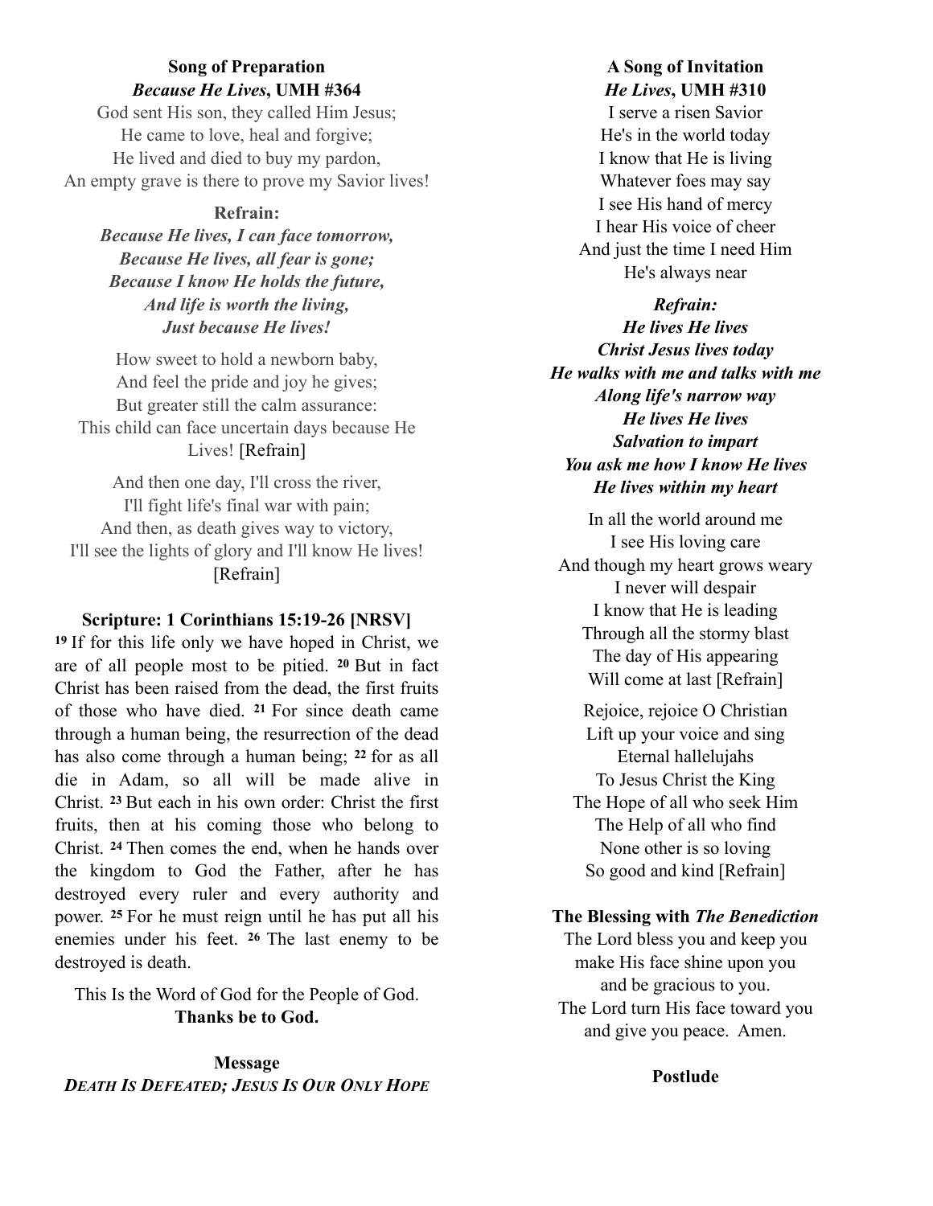### Song of Preparation
### *Because He Lives*, UMH #364

God sent His son, they called Him Jesus;
He came to love, heal and forgive;
He lived and died to buy my pardon,
An empty grave is there to prove my Savior lives!

**Refrain:**
***Because He lives, I can face tomorrow,***
***Because He lives, all fear is gone;***
***Because I know He holds the future,***
***And life is worth the living,***
***Just because He lives!***

How sweet to hold a newborn baby,
And feel the pride and joy he gives;
But greater still the calm assurance:
This child can face uncertain days because He Lives! [Refrain]

And then one day, I'll cross the river,
I'll fight life's final war with pain;
And then, as death gives way to victory,
I'll see the lights of glory and I'll know He lives! [Refrain]

### Scripture: 1 Corinthians 15:19-26 [NRSV]

**19** If for this life only we have hoped in Christ, we are of all people most to be pitied. **20** But in fact Christ has been raised from the dead, the first fruits of those who have died. **21** For since death came through a human being, the resurrection of the dead has also come through a human being; **22** for as all die in Adam, so all will be made alive in Christ. **23** But each in his own order: Christ the first fruits, then at his coming those who belong to Christ. **24** Then comes the end, when he hands over the kingdom to God the Father, after he has destroyed every ruler and every authority and power. **25** For he must reign until he has put all his enemies under his feet. **26** The last enemy to be destroyed is death.

This Is the Word of God for the People of God.
**Thanks be to God.**

### Message
### *DEATH IS DEFEATED; JESUS IS OUR ONLY HOPE*

### A Song of Invitation
### *He Lives*, UMH #310

I serve a risen Savior
He's in the world today
I know that He is living
Whatever foes may say
I see His hand of mercy
I hear His voice of cheer
And just the time I need Him
He's always near

***Refrain:***
***He lives He lives***
***Christ Jesus lives today***
***He walks with me and talks with me***
***Along life's narrow way***
***He lives He lives***
***Salvation to impart***
***You ask me how I know He lives***
***He lives within my heart***

In all the world around me
I see His loving care
And though my heart grows weary
I never will despair
I know that He is leading
Through all the stormy blast
The day of His appearing
Will come at last [Refrain]

Rejoice, rejoice O Christian
Lift up your voice and sing
Eternal hallelujahs
To Jesus Christ the King
The Hope of all who seek Him
The Help of all who find
None other is so loving
So good and kind [Refrain]

### The Blessing with *The Benediction*

The Lord bless you and keep you
make His face shine upon you
and be gracious to you.
The Lord turn His face toward you
and give you peace. Amen.

### Postlude